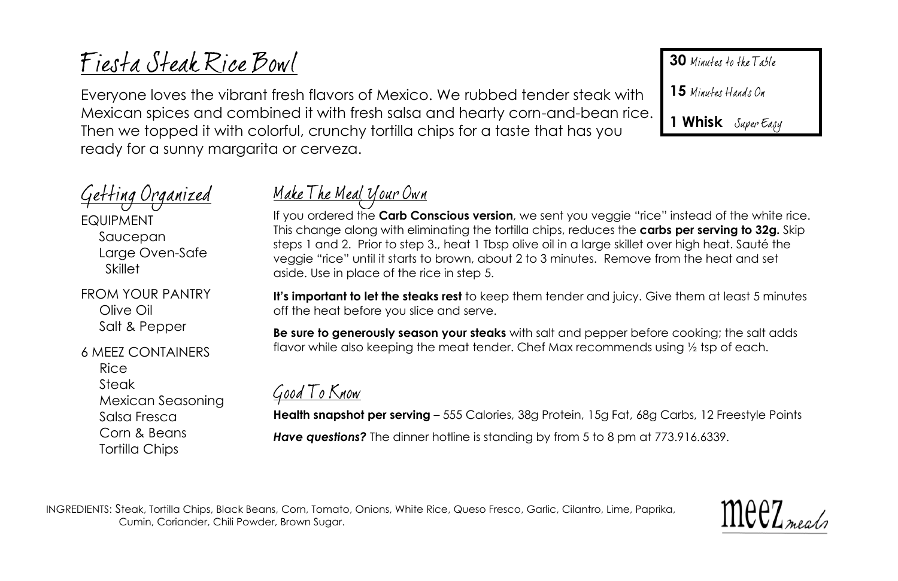# Fiesta Steak Rice Bowl

Everyone loves the vibrant fresh flavors of Mexico. We rubbed tender steak with Mexican spices and combined it with fresh salsa and hearty corn-and-bean rice. Then we topped it with colorful, crunchy tortilla chips for a taste that has you ready for a sunny margarita or cerveza.

**30** Minutes to the Table

**15** Minutes Hands On

**1 Whisk** Super Easy

## Getting Organized

EQUIPMENT
- Saucepan
- Large Oven-Safe Skillet

FROM YOUR PANTRY
- Olive Oil
- Salt & Pepper

6 MEEZ CONTAINERS
- Rice
- Steak
- Mexican Seasoning
- Salsa Fresca
- Corn & Beans
- Tortilla Chips

## Make The Meal Your Own

If you ordered the **Carb Conscious version**, we sent you veggie "rice" instead of the white rice. This change along with eliminating the tortilla chips, reduces the **carbs per serving to 32g.** Skip steps 1 and 2. Prior to step 3., heat 1 Tbsp olive oil in a large skillet over high heat. Sauté the veggie "rice" until it starts to brown, about 2 to 3 minutes. Remove from the heat and set aside. Use in place of the rice in step 5.

**It's important to let the steaks rest** to keep them tender and juicy. Give them at least 5 minutes off the heat before you slice and serve.

**Be sure to generously season your steaks** with salt and pepper before cooking; the salt adds flavor while also keeping the meat tender. Chef Max recommends using ½ tsp of each.

## Good To Know

**Health snapshot per serving** – 555 Calories, 38g Protein, 15g Fat, 68g Carbs, 12 Freestyle Points

***Have questions?*** The dinner hotline is standing by from 5 to 8 pm at 773.916.6339.

INGREDIENTS: Steak, Tortilla Chips, Black Beans, Corn, Tomato, Onions, White Rice, Queso Fresco, Garlic, Cilantro, Lime, Paprika, Cumin, Coriander, Chili Powder, Brown Sugar.

meez meals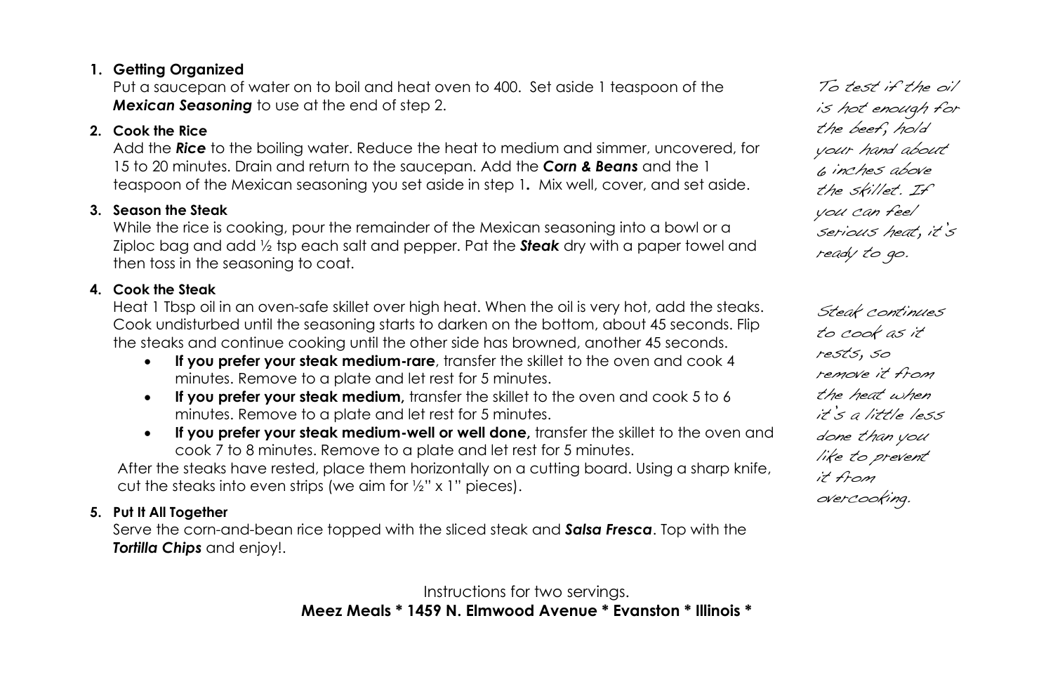1. **Getting Organized**
   Put a saucepan of water on to boil and heat oven to 400. Set aside 1 teaspoon of the ***Mexican Seasoning*** to use at the end of step 2.

2. **Cook the Rice**
   Add the ***Rice*** to the boiling water. Reduce the heat to medium and simmer, uncovered, for 15 to 20 minutes. Drain and return to the saucepan. Add the ***Corn & Beans*** and the 1 teaspoon of the Mexican seasoning you set aside in step 1**.** Mix well, cover, and set aside.

3. **Season the Steak**
   While the rice is cooking, pour the remainder of the Mexican seasoning into a bowl or a Ziploc bag and add ½ tsp each salt and pepper. Pat the ***Steak*** dry with a paper towel and then toss in the seasoning to coat.

4. **Cook the Steak**
   Heat 1 Tbsp oil in an oven-safe skillet over high heat. When the oil is very hot, add the steaks. Cook undisturbed until the seasoning starts to darken on the bottom, about 45 seconds. Flip the steaks and continue cooking until the other side has browned, another 45 seconds.
   - **If you prefer your steak medium-rare**, transfer the skillet to the oven and cook 4 minutes. Remove to a plate and let rest for 5 minutes.
   - **If you prefer your steak medium,** transfer the skillet to the oven and cook 5 to 6 minutes. Remove to a plate and let rest for 5 minutes.
   - **If you prefer your steak medium-well or well done,** transfer the skillet to the oven and cook 7 to 8 minutes. Remove to a plate and let rest for 5 minutes.

   After the steaks have rested, place them horizontally on a cutting board. Using a sharp knife, cut the steaks into even strips (we aim for ½" x 1" pieces).

5. **Put It All Together**
   Serve the corn-and-bean rice topped with the sliced steak and ***Salsa Fresca***. Top with the ***Tortilla Chips*** and enjoy!.

*To test if the oil is hot enough for the beef, hold your hand about 6 inches above the skillet. If you can feel serious heat, it's ready to go.*

*Steak continues to cook as it rests, so remove it from the heat when it's a little less done than you like to prevent it from overcooking.*

Instructions for two servings.

**Meez Meals * 1459 N. Elmwood Avenue * Evanston * Illinois ***